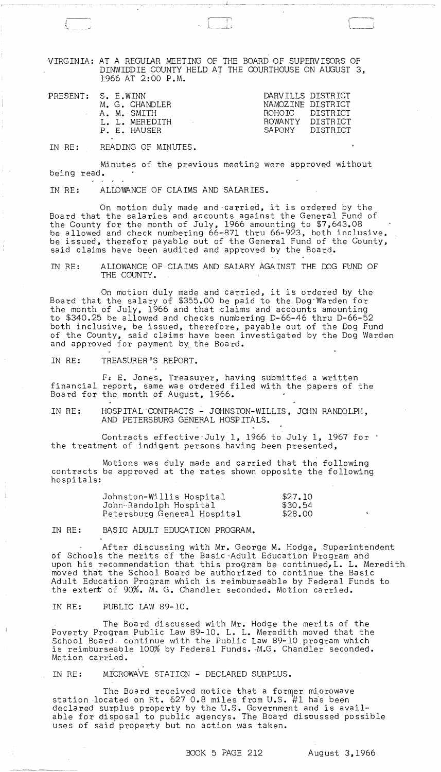VIRGINIA: AT A REGULAR MEETING OF THE BOARD OF SUPERVISORS OF DINWIDDIE COUNTY HELD AT THE COURTHOUSE ON AUGUST 3, 1966 AT 2:00 P.M.

| PRESENT: | S. E. WINN | DARVILLS DISTRICT |
|---|---|---|
| | M. G. CHANDLER | NAMOZINE DISTRICT |
| | A. M. SMITH | ROHOIC DISTRICT |
| | L. L. MEREDITH | ROWANTY DISTRICT |
| | P. E. HAUSER | SAPONY DISTRICT |

IN RE: READING OF MINUTES.

Minutes of the previous meeting were approved without being read.

IN RE: ALLOWANCE OF CLAIMS AND SALARIES.

On motion duly made and carried, it is ordered by the Board that the salaries and accounts against the General Fund of the County for the month of July, 1966 amounting to $7,643.08 be allowed and check numbering 66-871 thru 66-923, both inclusive, be issued, therefor payable out of the General Fund of the County, said claims have been audited and approved by the Board.

IN RE: ALLOWANCE OF CLAIMS AND SALARY AGAINST THE DOG FUND OF THE COUNTY.

On motion duly made and carried, it is ordered by the Board that the salary of $355.00 be paid to the Dog Warden for the month of July, 1966 and that claims and accounts amounting to $340.25 be allowed and checks numbering D-66-46 thru D-66-52 both inclusive, be issued, therefore, payable out of the Dog Fund of the County, said claims have been investigated by the Dog Warden and approved for payment by the Board.

IN RE: TREASURER'S REPORT.

F. E. Jones, Treasurer, having submitted a written financial report, same was ordered filed with the papers of the Board for the month of August, 1966.

IN RE: HOSPITAL CONTRACTS - JOHNSTON-WILLIS, JOHN RANDOLPH, AND PETERSBURG GENERAL HOSPITALS.

Contracts effective July 1, 1966 to July 1, 1967 for the treatment of indigent persons having been presented,

Motions was duly made and carried that the following contracts be approved at the rates shown opposite the following hospitals:

| | |
|---|---|
| Johnston-Willis Hospital | $27.10 |
| John-Randolph Hospital | $30.54 |
| Petersburg General Hospital | $28.00 |

IN RE: BASIC ADULT EDUCATION PROGRAM.

After discussing with Mr. George M. Hodge, Superintendent of Schools the merits of the Basic Adult Education Program and upon his recommendation that this program be continued, L. L. Meredith moved that the School Board be authorized to continue the Basic Adult Education Program which is reimburseable by Federal Funds to the extent of 90%. M. G. Chandler seconded. Motion carried.

IN RE: PUBLIC LAW 89-10.

The Board discussed with Mr. Hodge the merits of the Poverty Program Public Law 89-10. L. L. Meredith moved that the School Board continue with the Public Law 89-10 program which is reimburseable 100% by Federal Funds. M.G. Chandler seconded. Motion carried.

IN RE: MICROWAVE STATION - DECLARED SURPLUS.

The Board received notice that a former microwave station located on Rt. 627 0.8 miles from U.S. #1 has been declared surplus property by the U.S. Government and is available for disposal to public agencys. The Board discussed possible uses of said property but no action was taken.

BOOK 5 PAGE 212 August 3, 1966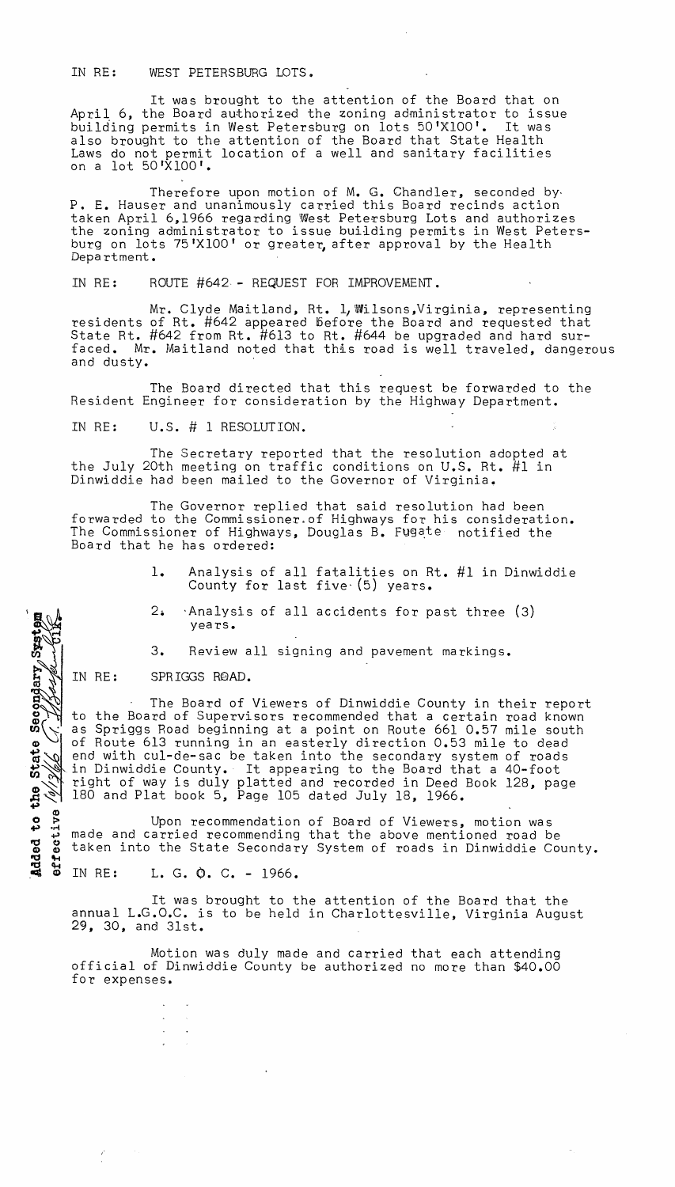IN RE: WEST PETERSBURG LOTS.

It was brought to the attention of the Board that on April 6, the Board authorized the zoning administrator to issue building permits in West Petersburg on lots 50'X100'. It was also brought to the attention of the Board that State Health Laws do not permit location of a well and sanitary facilities on a lot 50'X100'.

Therefore upon motion of M. G. Chandler, seconded by P. E. Hauser and unanimously carried this Board recinds action taken April 6,1966 regarding West Petersburg Lots and authorizes the zoning administrator to issue building permits in West Petersburg on lots 75'X100' or greater, after approval by the Health Department.

IN RE: ROUTE #642 - REQUEST FOR IMPROVEMENT.

Mr. Clyde Maitland, Rt. 1, Wilsons, Virginia, representing residents of Rt. #642 appeared before the Board and requested that State Rt. #642 from Rt. #613 to Rt. #644 be upgraded and hard surfaced. Mr. Maitland noted that this road is well traveled, dangerous and dusty.

The Board directed that this request be forwarded to the Resident Engineer for consideration by the Highway Department.

IN RE: U.S. # 1 RESOLUTION.

The Secretary reported that the resolution adopted at the July 20th meeting on traffic conditions on U.S. Rt. #1 in Dinwiddie had been mailed to the Governor of Virginia.

The Governor replied that said resolution had been forwarded to the Commissioner of Highways for his consideration. The Commissioner of Highways, Douglas B. Fugate notified the Board that he has ordered:

1. Analysis of all fatalities on Rt. #1 in Dinwiddie County for last five (5) years.
2. Analysis of all accidents for past three (3) years.
3. Review all signing and pavement markings.

IN RE: SPRIGGS ROAD.

*Added to the State Secondary System effective 10/13/66 C. A. Bayer, Clk.*

The Board of Viewers of Dinwiddie County in their report to the Board of Supervisors recommended that a certain road known as Spriggs Road beginning at a point on Route 661 0.57 mile south of Route 613 running in an easterly direction 0.53 mile to dead end with cul-de-sac be taken into the secondary system of roads in Dinwiddie County. It appearing to the Board that a 40-foot right of way is duly platted and recorded in Deed Book 128, page 180 and Plat book 5, Page 105 dated July 18, 1966.

Upon recommendation of Board of Viewers, motion was made and carried recommending that the above mentioned road be taken into the State Secondary System of roads in Dinwiddie County.

IN RE: L. G. O. C. - 1966.

It was brought to the attention of the Board that the annual L.G.O.C. is to be held in Charlottesville, Virginia August 29, 30, and 31st.

Motion was duly made and carried that each attending official of Dinwiddie County be authorized no more than $40.00 for expenses.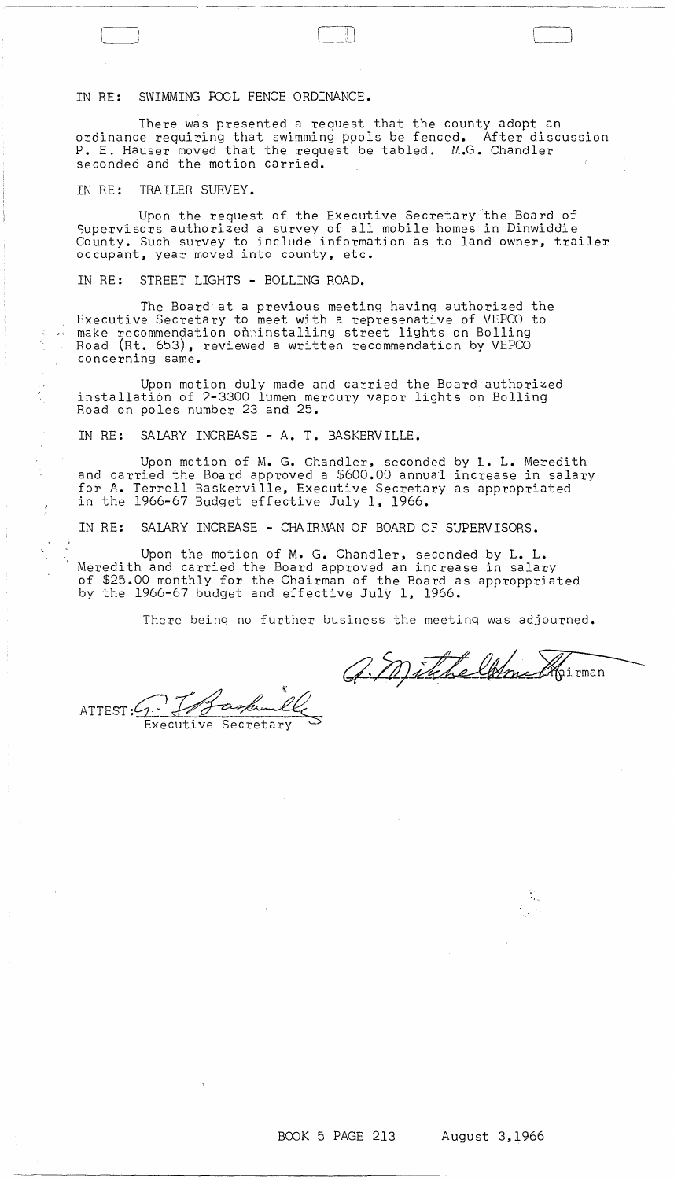IN RE: SWIMMING POOL FENCE ORDINANCE.

There was presented a request that the county adopt an ordinance requiring that swimming pools be fenced. After discussion P. E. Hauser moved that the request be tabled. M.G. Chandler seconded and the motion carried.

IN RE: TRAILER SURVEY.

Upon the request of the Executive Secretary the Board of Supervisors authorized a survey of all mobile homes in Dinwiddie County. Such survey to include information as to land owner, trailer occupant, year moved into county, etc.

IN RE: STREET LIGHTS - BOLLING ROAD.

The Board at a previous meeting having authorized the Executive Secretary to meet with a represenative of VEPCO to make recommendation on installing street lights on Bolling Road (Rt. 653), reviewed a written recommendation by VEPCO concerning same.

Upon motion duly made and carried the Board authorized installation of 2-3300 lumen mercury vapor lights on Bolling Road on poles number 23 and 25.

IN RE: SALARY INCREASE - A. T. BASKERVILLE.

Upon motion of M. G. Chandler, seconded by L. L. Meredith and carried the Board approved a $600.00 annual increase in salary for A. Terrell Baskerville, Executive Secretary as appropriated in the 1966-67 Budget effective July 1, 1966.

IN RE: SALARY INCREASE - CHAIRMAN OF BOARD OF SUPERVISORS.

Upon the motion of M. G. Chandler, seconded by L. L. Meredith and carried the Board approved an increase in salary of $25.00 monthly for the Chairman of the Board as approppriated by the 1966-67 budget and effective July 1, 1966.

There being no further business the meeting was adjourned.

A. Mitchell Chairman

ATTEST: A. T. Baskerville
Executive Secretary

BOOK 5 PAGE 213 August 3,1966